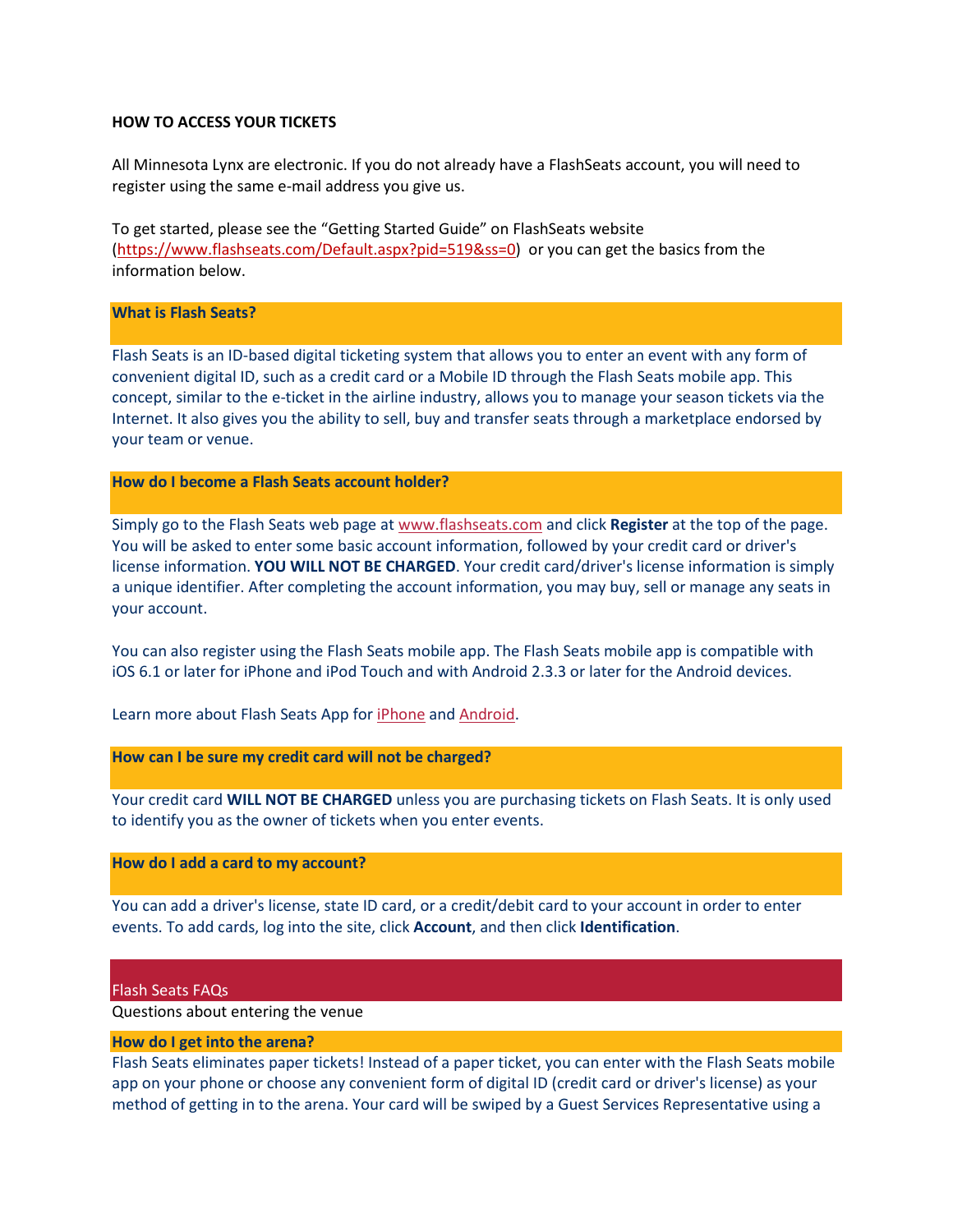## HOW TO ACCESS YOUR TICKETS

All Minnesota Lynx are electronic. If you do not already have a FlashSeats account, you will need to register using the same e-mail address you give us.

To get started, please see the "Getting Started Guide" on FlashSeats website (https://www.flashseats.com/Default.aspx?pid=519&ss=0) or you can get the basics from the information below.

### What is Flash Seats?

Flash Seats is an ID-based digital ticketing system that allows you to enter an event with any form of convenient digital ID, such as a credit card or a Mobile ID through the Flash Seats mobile app. This concept, similar to the e-ticket in the airline industry, allows you to manage your season tickets via the Internet. It also gives you the ability to sell, buy and transfer seats through a marketplace endorsed by your team or venue.

### How do I become a Flash Seats account holder?

Simply go to the Flash Seats web page at www.flashseats.com and click **Register** at the top of the page. You will be asked to enter some basic account information, followed by your credit card or driver's license information. **YOU WILL NOT BE CHARGED**. Your credit card/driver's license information is simply a unique identifier. After completing the account information, you may buy, sell or manage any seats in your account.

You can also register using the Flash Seats mobile app. The Flash Seats mobile app is compatible with iOS 6.1 or later for iPhone and iPod Touch and with Android 2.3.3 or later for the Android devices.

Learn more about Flash Seats App for iPhone and Android.

### How can I be sure my credit card will not be charged?

Your credit card **WILL NOT BE CHARGED** unless you are purchasing tickets on Flash Seats. It is only used to identify you as the owner of tickets when you enter events.

### How do I add a card to my account?

You can add a driver's license, state ID card, or a credit/debit card to your account in order to enter events. To add cards, log into the site, click **Account**, and then click **Identification**.

## Flash Seats FAQs

Questions about entering the venue

### How do I get into the arena?

Flash Seats eliminates paper tickets! Instead of a paper ticket, you can enter with the Flash Seats mobile app on your phone or choose any convenient form of digital ID (credit card or driver's license) as your method of getting in to the arena. Your card will be swiped by a Guest Services Representative using a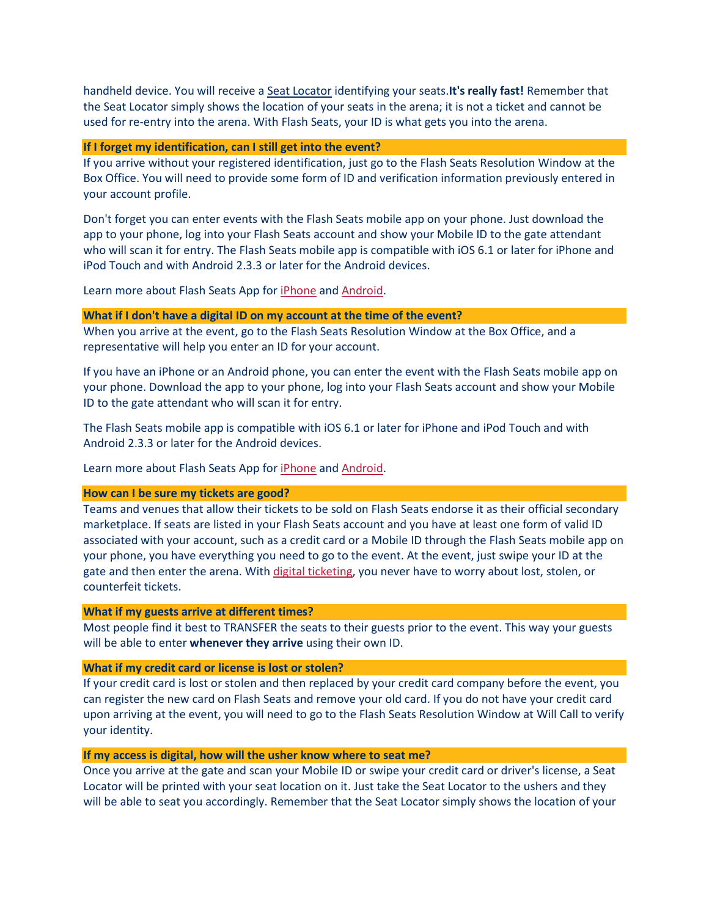handheld device. You will receive a Seat Locator identifying your seats. **It's really fast!** Remember that the Seat Locator simply shows the location of your seats in the arena; it is not a ticket and cannot be used for re-entry into the arena. With Flash Seats, your ID is what gets you into the arena.

**If I forget my identification, can I still get into the event?**

If you arrive without your registered identification, just go to the Flash Seats Resolution Window at the Box Office. You will need to provide some form of ID and verification information previously entered in your account profile.

Don't forget you can enter events with the Flash Seats mobile app on your phone. Just download the app to your phone, log into your Flash Seats account and show your Mobile ID to the gate attendant who will scan it for entry. The Flash Seats mobile app is compatible with iOS 6.1 or later for iPhone and iPod Touch and with Android 2.3.3 or later for the Android devices.

Learn more about Flash Seats App for iPhone and Android.

**What if I don't have a digital ID on my account at the time of the event?**

When you arrive at the event, go to the Flash Seats Resolution Window at the Box Office, and a representative will help you enter an ID for your account.

If you have an iPhone or an Android phone, you can enter the event with the Flash Seats mobile app on your phone. Download the app to your phone, log into your Flash Seats account and show your Mobile ID to the gate attendant who will scan it for entry.

The Flash Seats mobile app is compatible with iOS 6.1 or later for iPhone and iPod Touch and with Android 2.3.3 or later for the Android devices.

Learn more about Flash Seats App for iPhone and Android.

**How can I be sure my tickets are good?**

Teams and venues that allow their tickets to be sold on Flash Seats endorse it as their official secondary marketplace. If seats are listed in your Flash Seats account and you have at least one form of valid ID associated with your account, such as a credit card or a Mobile ID through the Flash Seats mobile app on your phone, you have everything you need to go to the event. At the event, just swipe your ID at the gate and then enter the arena. With digital ticketing, you never have to worry about lost, stolen, or counterfeit tickets.

**What if my guests arrive at different times?**

Most people find it best to TRANSFER the seats to their guests prior to the event. This way your guests will be able to enter **whenever they arrive** using their own ID.

**What if my credit card or license is lost or stolen?**

If your credit card is lost or stolen and then replaced by your credit card company before the event, you can register the new card on Flash Seats and remove your old card. If you do not have your credit card upon arriving at the event, you will need to go to the Flash Seats Resolution Window at Will Call to verify your identity.

**If my access is digital, how will the usher know where to seat me?**

Once you arrive at the gate and scan your Mobile ID or swipe your credit card or driver's license, a Seat Locator will be printed with your seat location on it. Just take the Seat Locator to the ushers and they will be able to seat you accordingly. Remember that the Seat Locator simply shows the location of your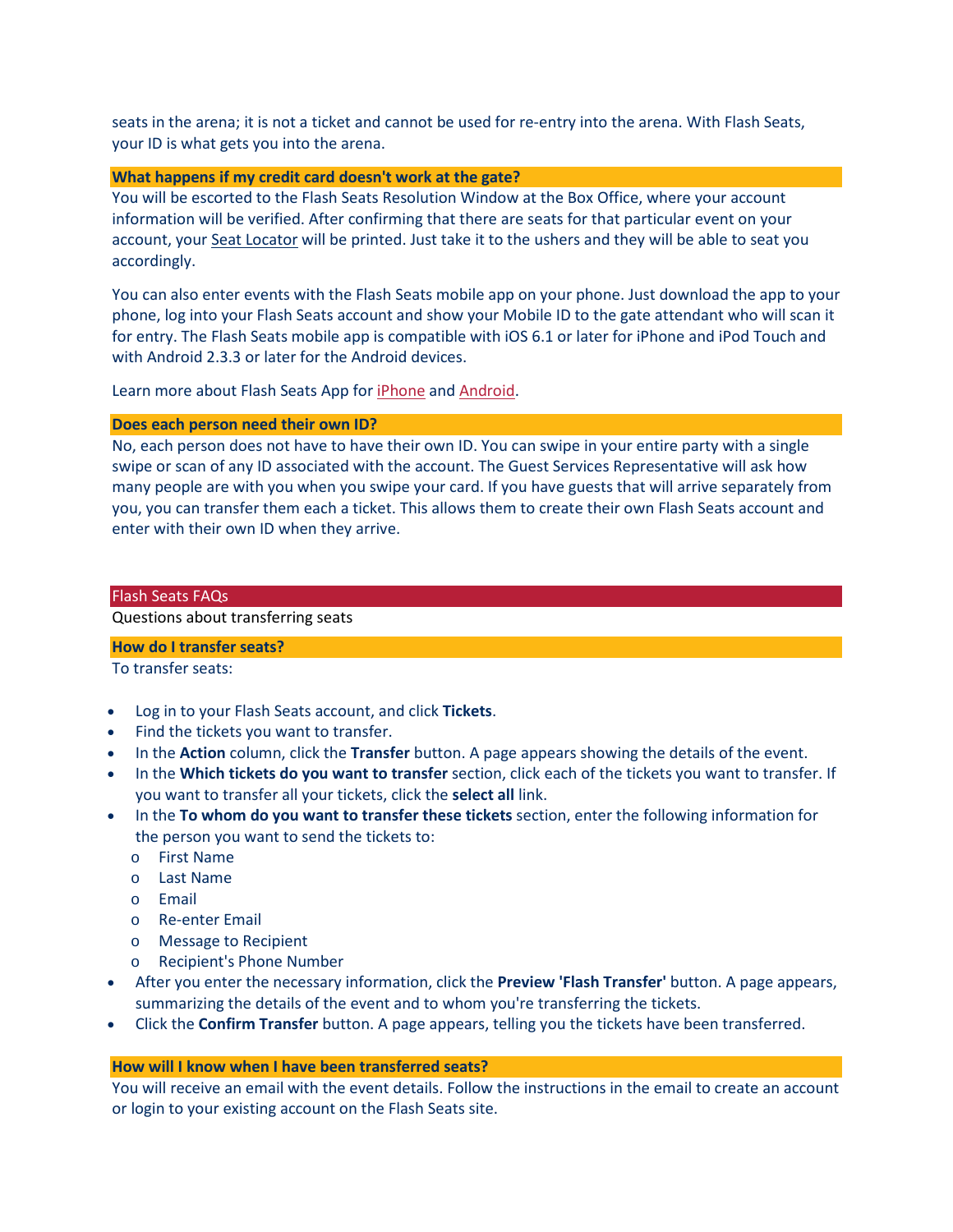seats in the arena; it is not a ticket and cannot be used for re-entry into the arena. With Flash Seats, your ID is what gets you into the arena.

### What happens if my credit card doesn't work at the gate?

You will be escorted to the Flash Seats Resolution Window at the Box Office, where your account information will be verified. After confirming that there are seats for that particular event on your account, your Seat Locator will be printed. Just take it to the ushers and they will be able to seat you accordingly.

You can also enter events with the Flash Seats mobile app on your phone. Just download the app to your phone, log into your Flash Seats account and show your Mobile ID to the gate attendant who will scan it for entry. The Flash Seats mobile app is compatible with iOS 6.1 or later for iPhone and iPod Touch and with Android 2.3.3 or later for the Android devices.

Learn more about Flash Seats App for iPhone and Android.

### Does each person need their own ID?

No, each person does not have to have their own ID. You can swipe in your entire party with a single swipe or scan of any ID associated with the account. The Guest Services Representative will ask how many people are with you when you swipe your card. If you have guests that will arrive separately from you, you can transfer them each a ticket. This allows them to create their own Flash Seats account and enter with their own ID when they arrive.

## Flash Seats FAQs

Questions about transferring seats

### How do I transfer seats?

To transfer seats:

- Log in to your Flash Seats account, and click **Tickets**.
- Find the tickets you want to transfer.
- In the **Action** column, click the **Transfer** button. A page appears showing the details of the event.
- In the **Which tickets do you want to transfer** section, click each of the tickets you want to transfer. If you want to transfer all your tickets, click the **select all** link.
- In the **To whom do you want to transfer these tickets** section, enter the following information for the person you want to send the tickets to:
  - First Name
  - Last Name
  - Email
  - Re-enter Email
  - Message to Recipient
  - Recipient's Phone Number
- After you enter the necessary information, click the **Preview 'Flash Transfer'** button. A page appears, summarizing the details of the event and to whom you're transferring the tickets.
- Click the **Confirm Transfer** button. A page appears, telling you the tickets have been transferred.

### How will I know when I have been transferred seats?

You will receive an email with the event details. Follow the instructions in the email to create an account or login to your existing account on the Flash Seats site.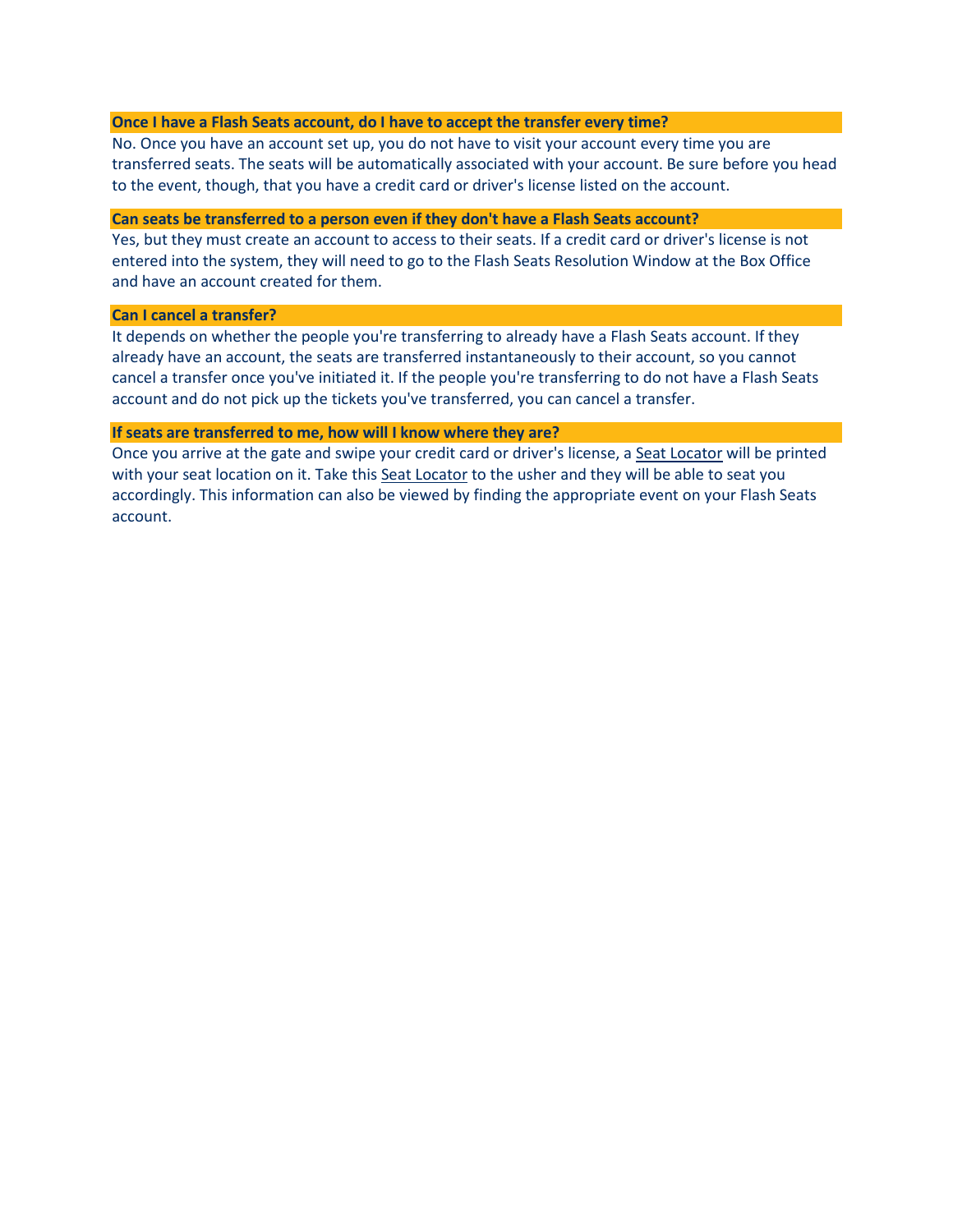### Once I have a Flash Seats account, do I have to accept the transfer every time?

No. Once you have an account set up, you do not have to visit your account every time you are transferred seats. The seats will be automatically associated with your account. Be sure before you head to the event, though, that you have a credit card or driver's license listed on the account.

### Can seats be transferred to a person even if they don't have a Flash Seats account?

Yes, but they must create an account to access to their seats. If a credit card or driver's license is not entered into the system, they will need to go to the Flash Seats Resolution Window at the Box Office and have an account created for them.

### Can I cancel a transfer?

It depends on whether the people you're transferring to already have a Flash Seats account. If they already have an account, the seats are transferred instantaneously to their account, so you cannot cancel a transfer once you've initiated it. If the people you're transferring to do not have a Flash Seats account and do not pick up the tickets you've transferred, you can cancel a transfer.

### If seats are transferred to me, how will I know where they are?

Once you arrive at the gate and swipe your credit card or driver's license, a Seat Locator will be printed with your seat location on it. Take this Seat Locator to the usher and they will be able to seat you accordingly. This information can also be viewed by finding the appropriate event on your Flash Seats account.